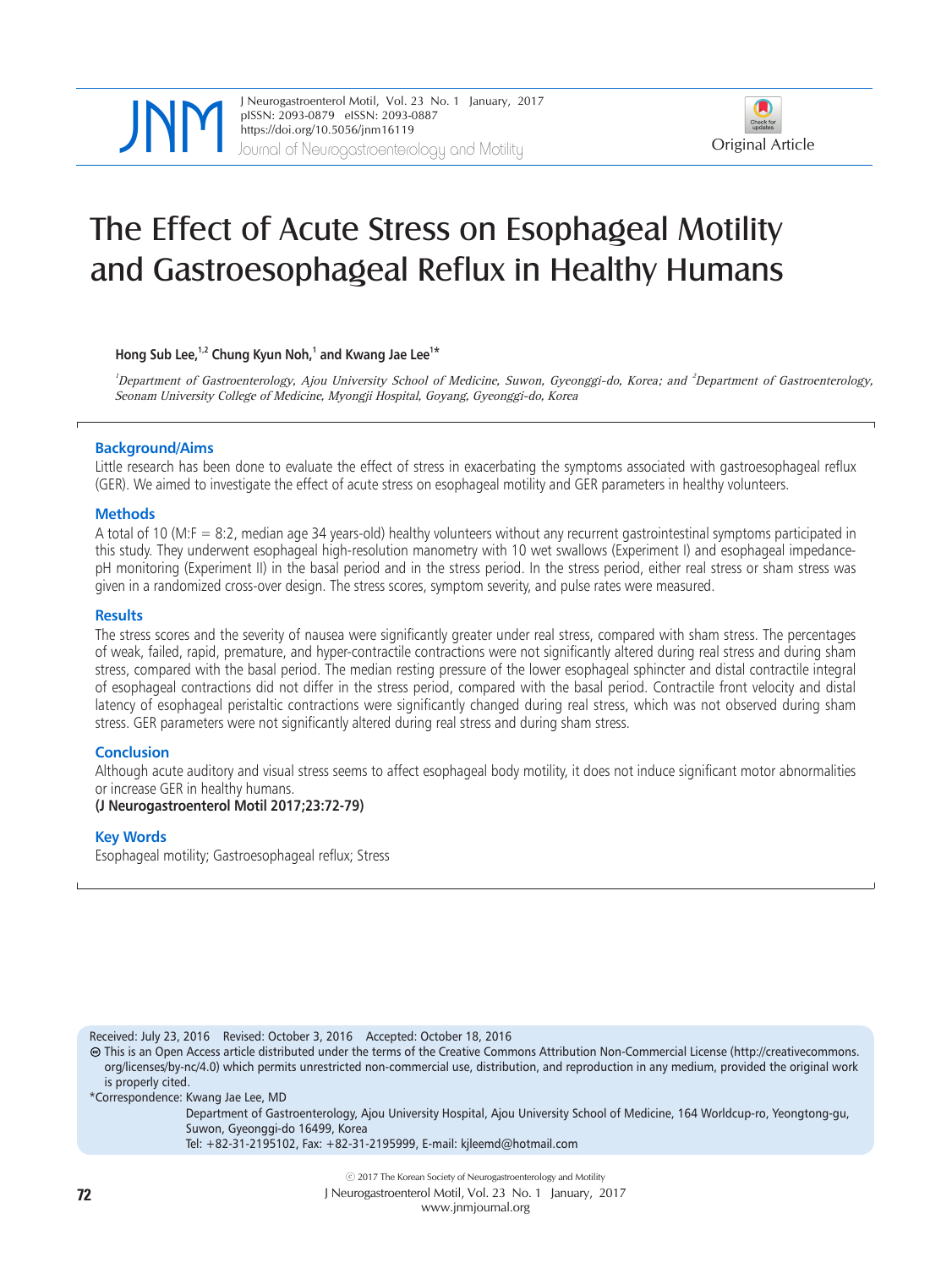Original Article

# The Effect of Acute Stress on Esophageal Motility and Gastroesophageal Reflux in Healthy Humans

**Hong Sub Lee,[1,2] Chung Kyun Noh,[1] and Kwang Jae Lee[1]***

*[1]Department of Gastroenterology, Ajou University School of Medicine, Suwon, Gyeonggi-do, Korea; and [2]Department of Gastroenterology, Seonam University College of Medicine, Myongji Hospital, Goyang, Gyeonggi-do, Korea*

### Background/Aims

Little research has been done to evaluate the effect of stress in exacerbating the symptoms associated with gastroesophageal reflux (GER). We aimed to investigate the effect of acute stress on esophageal motility and GER parameters in healthy volunteers.

### Methods

A total of 10 (M:F = 8:2, median age 34 years-old) healthy volunteers without any recurrent gastrointestinal symptoms participated in this study. They underwent esophageal high-resolution manometry with 10 wet swallows (Experiment I) and esophageal impedance-pH monitoring (Experiment II) in the basal period and in the stress period. In the stress period, either real stress or sham stress was given in a randomized cross-over design. The stress scores, symptom severity, and pulse rates were measured.

### Results

The stress scores and the severity of nausea were significantly greater under real stress, compared with sham stress. The percentages of weak, failed, rapid, premature, and hyper-contractile contractions were not significantly altered during real stress and during sham stress, compared with the basal period. The median resting pressure of the lower esophageal sphincter and distal contractile integral of esophageal contractions did not differ in the stress period, compared with the basal period. Contractile front velocity and distal latency of esophageal peristaltic contractions were significantly changed during real stress, which was not observed during sham stress. GER parameters were not significantly altered during real stress and during sham stress.

### Conclusion

Although acute auditory and visual stress seems to affect esophageal body motility, it does not induce significant motor abnormalities or increase GER in healthy humans.
**(J Neurogastroenterol Motil 2017;23:72-79)**

### Key Words

Esophageal motility; Gastroesophageal reflux; Stress

Received: July 23, 2016 Revised: October 3, 2016 Accepted: October 18, 2016

This is an Open Access article distributed under the terms of the Creative Commons Attribution Non-Commercial License (http://creativecommons.org/licenses/by-nc/4.0) which permits unrestricted non-commercial use, distribution, and reproduction in any medium, provided the original work is properly cited.

*Correspondence: Kwang Jae Lee, MD
Department of Gastroenterology, Ajou University Hospital, Ajou University School of Medicine, 164 Worldcup-ro, Yeongtong-gu, Suwon, Gyeonggi-do 16499, Korea
Tel: +82-31-2195102, Fax: +82-31-2195999, E-mail: kjleemd@hotmail.com

ⓒ 2017 The Korean Society of Neurogastroenterology and Motility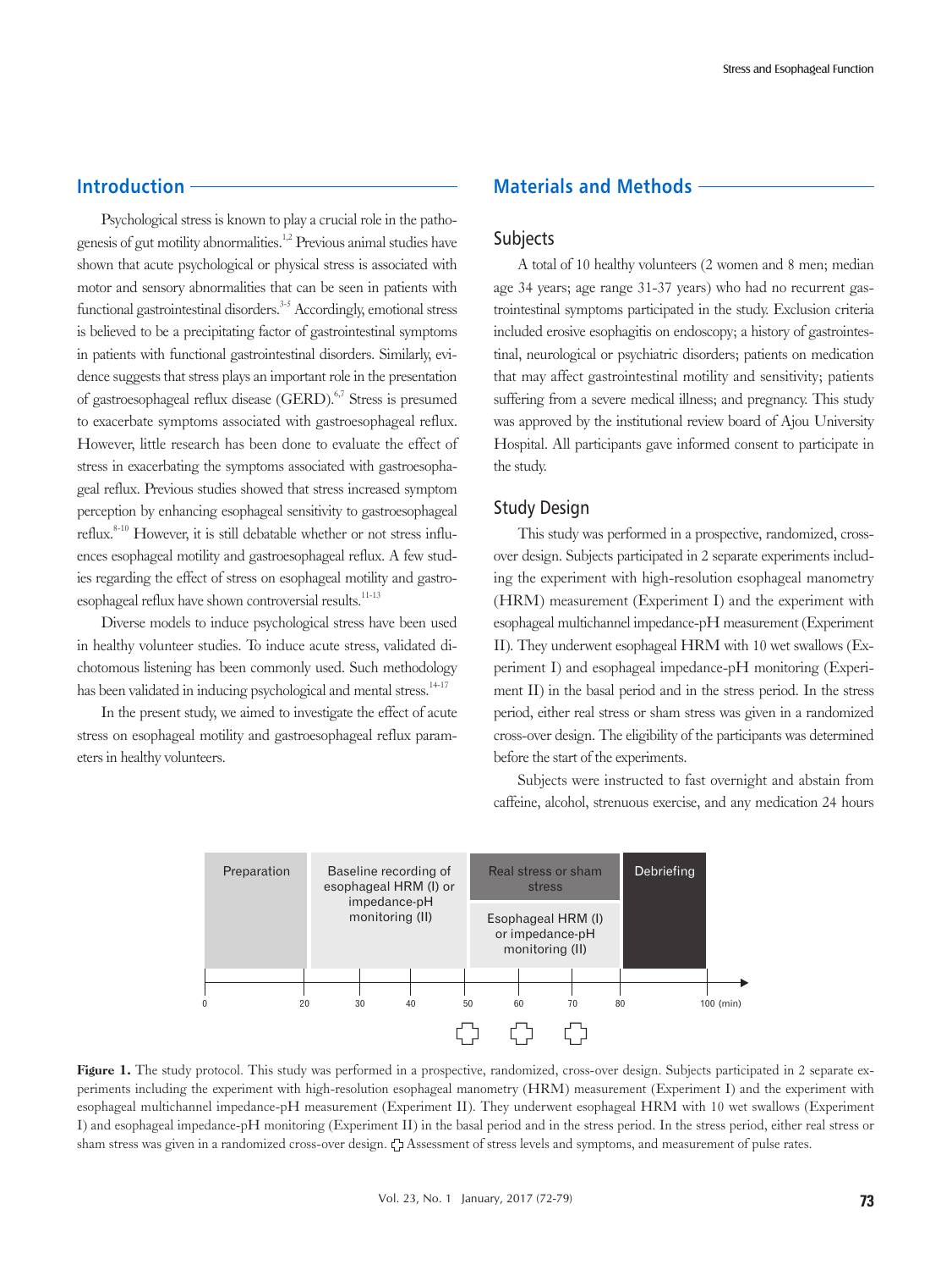## Introduction

Psychological stress is known to play a crucial role in the pathogenesis of gut motility abnormalities.[1,2] Previous animal studies have shown that acute psychological or physical stress is associated with motor and sensory abnormalities that can be seen in patients with functional gastrointestinal disorders.[3-5] Accordingly, emotional stress is believed to be a precipitating factor of gastrointestinal symptoms in patients with functional gastrointestinal disorders. Similarly, evidence suggests that stress plays an important role in the presentation of gastroesophageal reflux disease (GERD).[6,7] Stress is presumed to exacerbate symptoms associated with gastroesophageal reflux. However, little research has been done to evaluate the effect of stress in exacerbating the symptoms associated with gastroesophageal reflux. Previous studies showed that stress increased symptom perception by enhancing esophageal sensitivity to gastroesophageal reflux.[8-10] However, it is still debatable whether or not stress influences esophageal motility and gastroesophageal reflux. A few studies regarding the effect of stress on esophageal motility and gastroesophageal reflux have shown controversial results.[11-13]

Diverse models to induce psychological stress have been used in healthy volunteer studies. To induce acute stress, validated dichotomous listening has been commonly used. Such methodology has been validated in inducing psychological and mental stress.[14-17]

In the present study, we aimed to investigate the effect of acute stress on esophageal motility and gastroesophageal reflux parameters in healthy volunteers.

## Materials and Methods

### Subjects

A total of 10 healthy volunteers (2 women and 8 men; median age 34 years; age range 31-37 years) who had no recurrent gastrointestinal symptoms participated in the study. Exclusion criteria included erosive esophagitis on endoscopy; a history of gastrointestinal, neurological or psychiatric disorders; patients on medication that may affect gastrointestinal motility and sensitivity; patients suffering from a severe medical illness; and pregnancy. This study was approved by the institutional review board of Ajou University Hospital. All participants gave informed consent to participate in the study.

### Study Design

This study was performed in a prospective, randomized, crossover design. Subjects participated in 2 separate experiments including the experiment with high-resolution esophageal manometry (HRM) measurement (Experiment I) and the experiment with esophageal multichannel impedance-pH measurement (Experiment II). They underwent esophageal HRM with 10 wet swallows (Experiment I) and esophageal impedance-pH monitoring (Experiment II) in the basal period and in the stress period. In the stress period, either real stress or sham stress was given in a randomized cross-over design. The eligibility of the participants was determined before the start of the experiments.

Subjects were instructed to fast overnight and abstain from caffeine, alcohol, strenuous exercise, and any medication 24 hours

| Preparation | Baseline recording of esophageal HRM (I) or impedance-pH monitoring (II) | Real stress or sham stress / Esophageal HRM (I) or impedance-pH monitoring (II) | Debriefing |
|---|---|---|---|
| 0–20 min | 20–50 min | 50–80 min | 80–100 min |

**Figure 1.** The study protocol. This study was performed in a prospective, randomized, cross-over design. Subjects participated in 2 separate experiments including the experiment with high-resolution esophageal manometry (HRM) measurement (Experiment I) and the experiment with esophageal multichannel impedance-pH measurement (Experiment II). They underwent esophageal HRM with 10 wet swallows (Experiment I) and esophageal impedance-pH monitoring (Experiment II) in the basal period and in the stress period. In the stress period, either real stress or sham stress was given in a randomized cross-over design. ✚ Assessment of stress levels and symptoms, and measurement of pulse rates.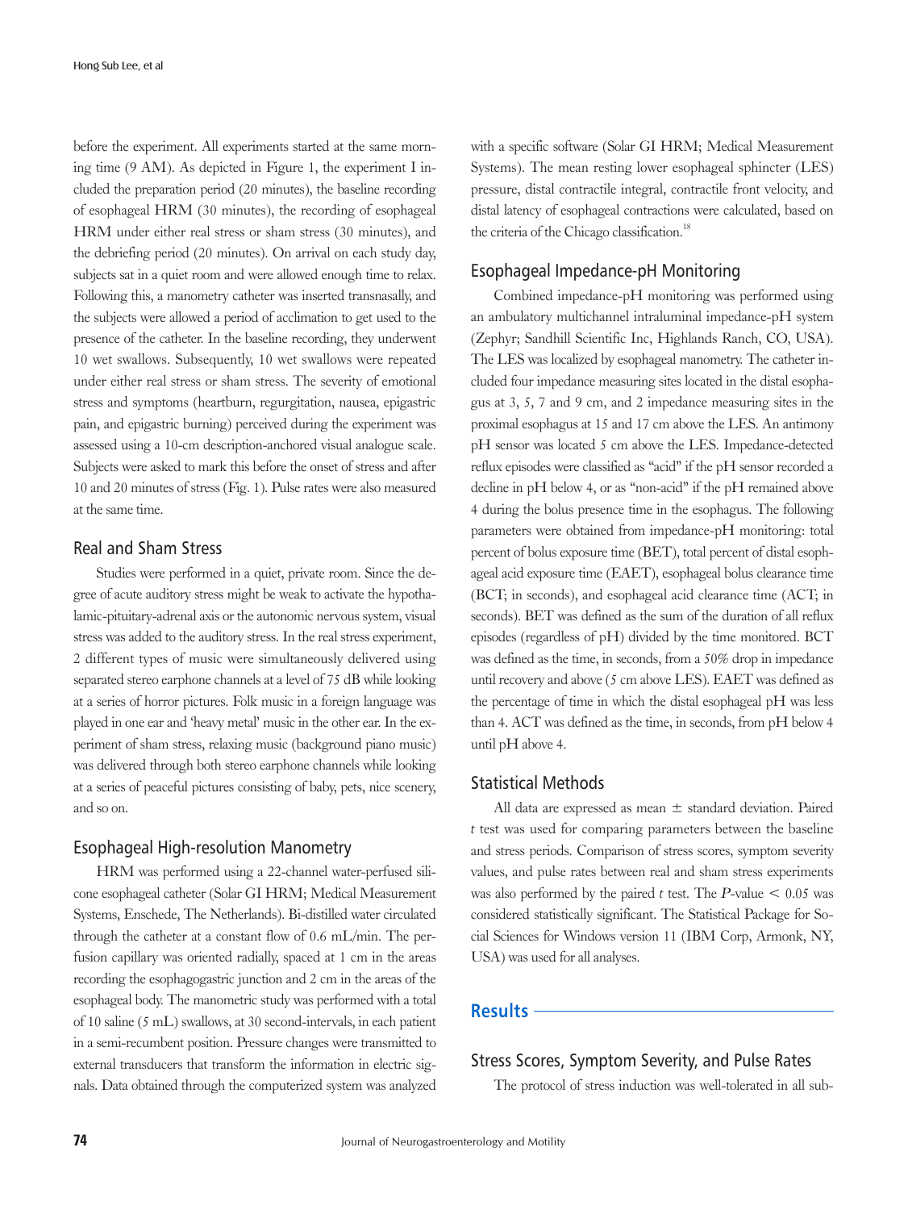before the experiment. All experiments started at the same morning time (9 AM). As depicted in Figure 1, the experiment I included the preparation period (20 minutes), the baseline recording of esophageal HRM (30 minutes), the recording of esophageal HRM under either real stress or sham stress (30 minutes), and the debriefing period (20 minutes). On arrival on each study day, subjects sat in a quiet room and were allowed enough time to relax. Following this, a manometry catheter was inserted transnasally, and the subjects were allowed a period of acclimation to get used to the presence of the catheter. In the baseline recording, they underwent 10 wet swallows. Subsequently, 10 wet swallows were repeated under either real stress or sham stress. The severity of emotional stress and symptoms (heartburn, regurgitation, nausea, epigastric pain, and epigastric burning) perceived during the experiment was assessed using a 10-cm description-anchored visual analogue scale. Subjects were asked to mark this before the onset of stress and after 10 and 20 minutes of stress (Fig. 1). Pulse rates were also measured at the same time.

## Real and Sham Stress

Studies were performed in a quiet, private room. Since the degree of acute auditory stress might be weak to activate the hypothalamic-pituitary-adrenal axis or the autonomic nervous system, visual stress was added to the auditory stress. In the real stress experiment, 2 different types of music were simultaneously delivered using separated stereo earphone channels at a level of 75 dB while looking at a series of horror pictures. Folk music in a foreign language was played in one ear and 'heavy metal' music in the other ear. In the experiment of sham stress, relaxing music (background piano music) was delivered through both stereo earphone channels while looking at a series of peaceful pictures consisting of baby, pets, nice scenery, and so on.

## Esophageal High-resolution Manometry

HRM was performed using a 22-channel water-perfused silicone esophageal catheter (Solar GI HRM; Medical Measurement Systems, Enschede, The Netherlands). Bi-distilled water circulated through the catheter at a constant flow of 0.6 mL/min. The perfusion capillary was oriented radially, spaced at 1 cm in the areas recording the esophagogastric junction and 2 cm in the areas of the esophageal body. The manometric study was performed with a total of 10 saline (5 mL) swallows, at 30 second-intervals, in each patient in a semi-recumbent position. Pressure changes were transmitted to external transducers that transform the information in electric signals. Data obtained through the computerized system was analyzed with a specific software (Solar GI HRM; Medical Measurement Systems). The mean resting lower esophageal sphincter (LES) pressure, distal contractile integral, contractile front velocity, and distal latency of esophageal contractions were calculated, based on the criteria of the Chicago classification.[18]

## Esophageal Impedance-pH Monitoring

Combined impedance-pH monitoring was performed using an ambulatory multichannel intraluminal impedance-pH system (Zephyr; Sandhill Scientific Inc, Highlands Ranch, CO, USA). The LES was localized by esophageal manometry. The catheter included four impedance measuring sites located in the distal esophagus at 3, 5, 7 and 9 cm, and 2 impedance measuring sites in the proximal esophagus at 15 and 17 cm above the LES. An antimony pH sensor was located 5 cm above the LES. Impedance-detected reflux episodes were classified as "acid" if the pH sensor recorded a decline in pH below 4, or as "non-acid" if the pH remained above 4 during the bolus presence time in the esophagus. The following parameters were obtained from impedance-pH monitoring: total percent of bolus exposure time (BET), total percent of distal esophageal acid exposure time (EAET), esophageal bolus clearance time (BCT; in seconds), and esophageal acid clearance time (ACT; in seconds). BET was defined as the sum of the duration of all reflux episodes (regardless of pH) divided by the time monitored. BCT was defined as the time, in seconds, from a 50% drop in impedance until recovery and above (5 cm above LES). EAET was defined as the percentage of time in which the distal esophageal pH was less than 4. ACT was defined as the time, in seconds, from pH below 4 until pH above 4.

## Statistical Methods

All data are expressed as mean ± standard deviation. Paired *t* test was used for comparing parameters between the baseline and stress periods. Comparison of stress scores, symptom severity values, and pulse rates between real and sham stress experiments was also performed by the paired *t* test. The $P$-value $< 0.05$ was considered statistically significant. The Statistical Package for Social Sciences for Windows version 11 (IBM Corp, Armonk, NY, USA) was used for all analyses.

# Results

## Stress Scores, Symptom Severity, and Pulse Rates

The protocol of stress induction was well-tolerated in all sub-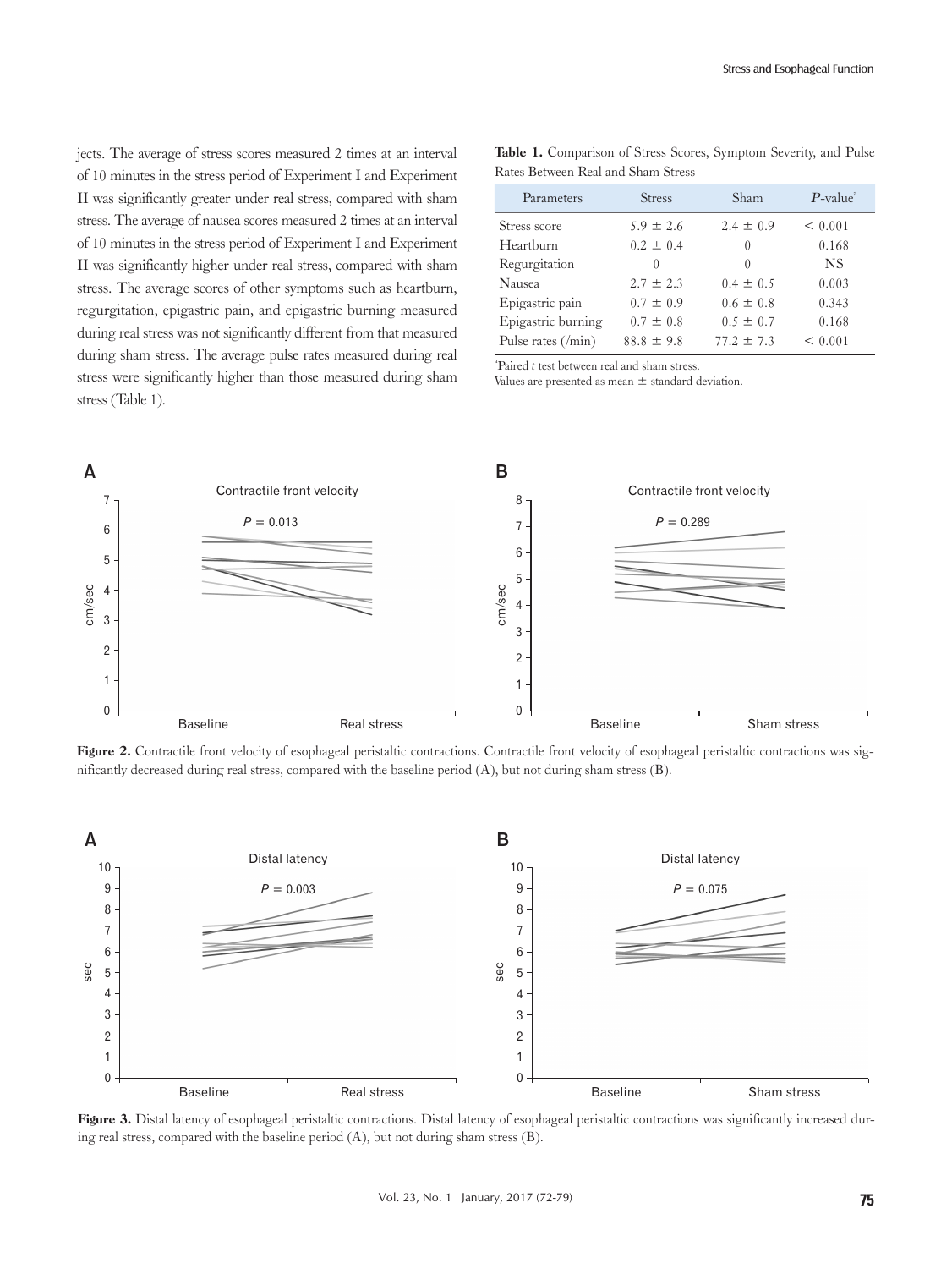jects. The average of stress scores measured 2 times at an interval of 10 minutes in the stress period of Experiment I and Experiment II was significantly greater under real stress, compared with sham stress. The average of nausea scores measured 2 times at an interval of 10 minutes in the stress period of Experiment I and Experiment II was significantly higher under real stress, compared with sham stress. The average scores of other symptoms such as heartburn, regurgitation, epigastric pain, and epigastric burning measured during real stress was not significantly different from that measured during sham stress. The average pulse rates measured during real stress were significantly higher than those measured during sham stress (Table 1).

**Table 1.** Comparison of Stress Scores, Symptom Severity, and Pulse Rates Between Real and Sham Stress

| Parameters | Stress | Sham | *P*-value[a] |
|---|---|---|---|
| Stress score | 5.9 ± 2.6 | 2.4 ± 0.9 | < 0.001 |
| Heartburn | 0.2 ± 0.4 | 0 | 0.168 |
| Regurgitation | 0 | 0 | NS |
| Nausea | 2.7 ± 2.3 | 0.4 ± 0.5 | 0.003 |
| Epigastric pain | 0.7 ± 0.9 | 0.6 ± 0.8 | 0.343 |
| Epigastric burning | 0.7 ± 0.8 | 0.5 ± 0.7 | 0.168 |
| Pulse rates (/min) | 88.8 ± 9.8 | 77.2 ± 7.3 | < 0.001 |

[a]Paired *t* test between real and sham stress.
Values are presented as mean ± standard deviation.

**Figure 2.** Contractile front velocity of esophageal peristaltic contractions. Contractile front velocity of esophageal peristaltic contractions was significantly decreased during real stress, compared with the baseline period (A), but not during sham stress (B).

**Figure 3.** Distal latency of esophageal peristaltic contractions. Distal latency of esophageal peristaltic contractions was significantly increased during real stress, compared with the baseline period (A), but not during sham stress (B).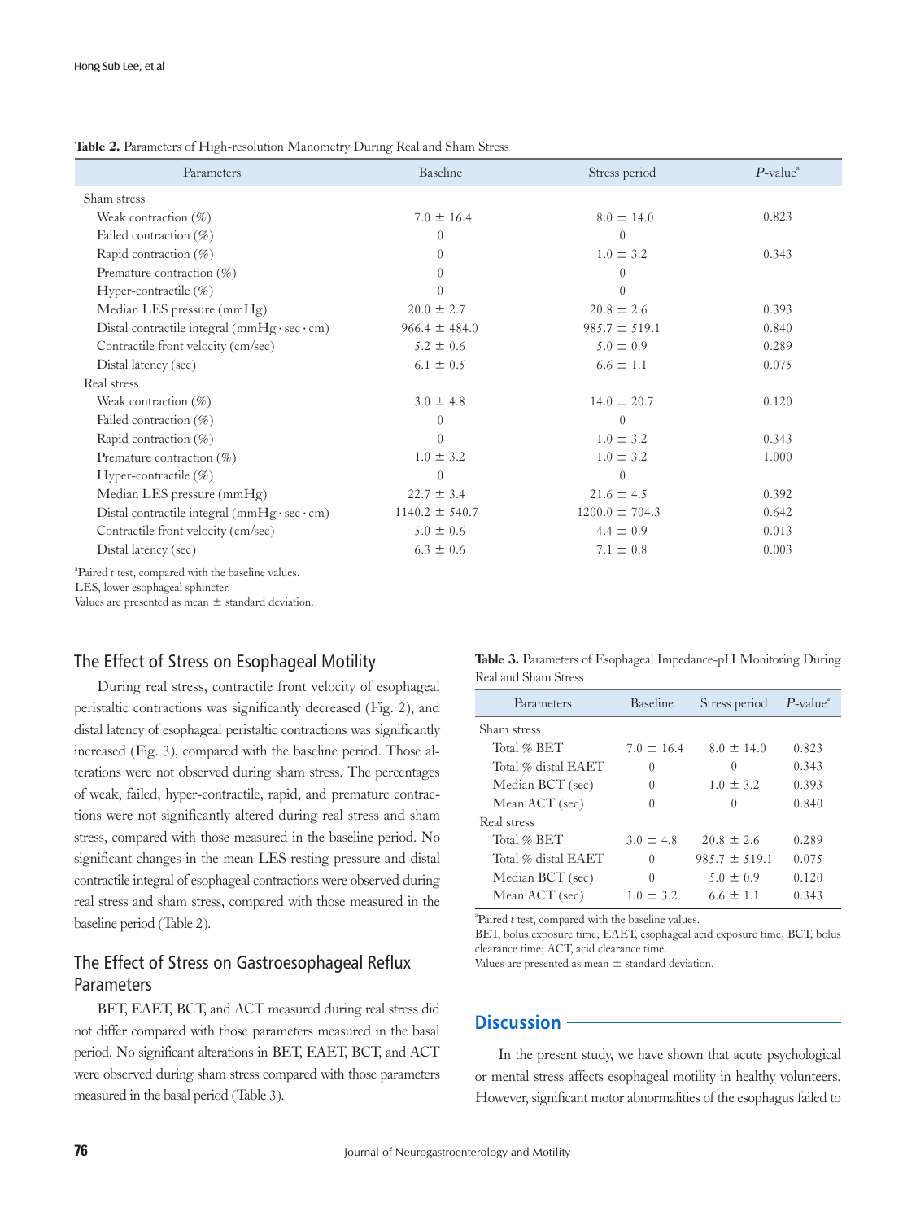**Table 2.** Parameters of High-resolution Manometry During Real and Sham Stress

| Parameters | Baseline | Stress period | *P*-value[a] |
|---|---|---|---|
| Sham stress | | | |
| Weak contraction (%) | 7.0 ± 16.4 | 8.0 ± 14.0 | 0.823 |
| Failed contraction (%) | 0 | 0 | |
| Rapid contraction (%) | 0 | 1.0 ± 3.2 | 0.343 |
| Premature contraction (%) | 0 | 0 | |
| Hyper-contractile (%) | 0 | 0 | |
| Median LES pressure (mmHg) | 20.0 ± 2.7 | 20.8 ± 2.6 | 0.393 |
| Distal contractile integral (mmHg · sec · cm) | 966.4 ± 484.0 | 985.7 ± 519.1 | 0.840 |
| Contractile front velocity (cm/sec) | 5.2 ± 0.6 | 5.0 ± 0.9 | 0.289 |
| Distal latency (sec) | 6.1 ± 0.5 | 6.6 ± 1.1 | 0.075 |
| Real stress | | | |
| Weak contraction (%) | 3.0 ± 4.8 | 14.0 ± 20.7 | 0.120 |
| Failed contraction (%) | 0 | 0 | |
| Rapid contraction (%) | 0 | 1.0 ± 3.2 | 0.343 |
| Premature contraction (%) | 1.0 ± 3.2 | 1.0 ± 3.2 | 1.000 |
| Hyper-contractile (%) | 0 | 0 | |
| Median LES pressure (mmHg) | 22.7 ± 3.4 | 21.6 ± 4.5 | 0.392 |
| Distal contractile integral (mmHg · sec · cm) | 1140.2 ± 540.7 | 1200.0 ± 704.3 | 0.642 |
| Contractile front velocity (cm/sec) | 5.0 ± 0.6 | 4.4 ± 0.9 | 0.013 |
| Distal latency (sec) | 6.3 ± 0.6 | 7.1 ± 0.8 | 0.003 |

[a]Paired *t* test, compared with the baseline values.
LES, lower esophageal sphincter.
Values are presented as mean ± standard deviation.

## The Effect of Stress on Esophageal Motility

During real stress, contractile front velocity of esophageal peristaltic contractions was significantly decreased (Fig. 2), and distal latency of esophageal peristaltic contractions was significantly increased (Fig. 3), compared with the baseline period. Those alterations were not observed during sham stress. The percentages of weak, failed, hyper-contractile, rapid, and premature contractions were not significantly altered during real stress and sham stress, compared with those measured in the baseline period. No significant changes in the mean LES resting pressure and distal contractile integral of esophageal contractions were observed during real stress and sham stress, compared with those measured in the baseline period (Table 2).

## The Effect of Stress on Gastroesophageal Reflux Parameters

BET, EAET, BCT, and ACT measured during real stress did not differ compared with those parameters measured in the basal period. No significant alterations in BET, EAET, BCT, and ACT were observed during sham stress compared with those parameters measured in the basal period (Table 3).

**Table 3.** Parameters of Esophageal Impedance-pH Monitoring During Real and Sham Stress

| Parameters | Baseline | Stress period | *P*-value[a] |
|---|---|---|---|
| Sham stress | | | |
| Total % BET | 7.0 ± 16.4 | 8.0 ± 14.0 | 0.823 |
| Total % distal EAET | 0 | 0 | 0.343 |
| Median BCT (sec) | 0 | 1.0 ± 3.2 | 0.393 |
| Mean ACT (sec) | 0 | 0 | 0.840 |
| Real stress | | | |
| Total % BET | 3.0 ± 4.8 | 20.8 ± 2.6 | 0.289 |
| Total % distal EAET | 0 | 985.7 ± 519.1 | 0.075 |
| Median BCT (sec) | 0 | 5.0 ± 0.9 | 0.120 |
| Mean ACT (sec) | 1.0 ± 3.2 | 6.6 ± 1.1 | 0.343 |

[a]Paired *t* test, compared with the baseline values.
BET, bolus exposure time; EAET, esophageal acid exposure time; BCT, bolus clearance time; ACT, acid clearance time.
Values are presented as mean ± standard deviation.

# Discussion

In the present study, we have shown that acute psychological or mental stress affects esophageal motility in healthy volunteers. However, significant motor abnormalities of the esophagus failed to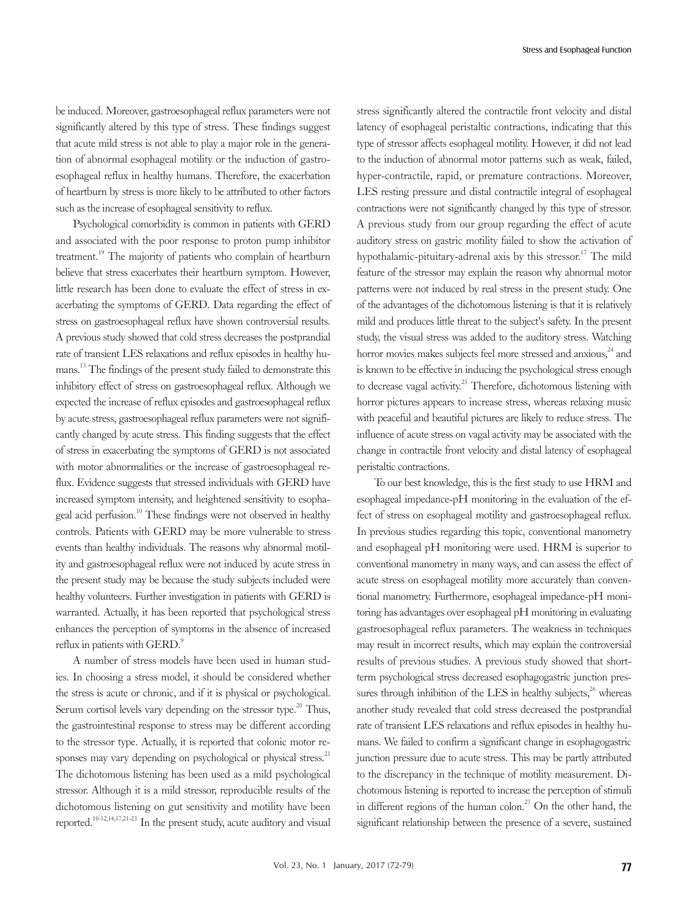be induced. Moreover, gastroesophageal reflux parameters were not significantly altered by this type of stress. These findings suggest that acute mild stress is not able to play a major role in the generation of abnormal esophageal motility or the induction of gastroesophageal reflux in healthy humans. Therefore, the exacerbation of heartburn by stress is more likely to be attributed to other factors such as the increase of esophageal sensitivity to reflux.

Psychological comorbidity is common in patients with GERD and associated with the poor response to proton pump inhibitor treatment.[19] The majority of patients who complain of heartburn believe that stress exacerbates their heartburn symptom. However, little research has been done to evaluate the effect of stress in exacerbating the symptoms of GERD. Data regarding the effect of stress on gastroesophageal reflux have shown controversial results. A previous study showed that cold stress decreases the postprandial rate of transient LES relaxations and reflux episodes in healthy humans.[13] The findings of the present study failed to demonstrate this inhibitory effect of stress on gastroesophageal reflux. Although we expected the increase of reflux episodes and gastroesophageal reflux by acute stress, gastroesophageal reflux parameters were not significantly changed by acute stress. This finding suggests that the effect of stress in exacerbating the symptoms of GERD is not associated with motor abnormalities or the increase of gastroesophageal reflux. Evidence suggests that stressed individuals with GERD have increased symptom intensity, and heightened sensitivity to esophageal acid perfusion.[10] These findings were not observed in healthy controls. Patients with GERD may be more vulnerable to stress events than healthy individuals. The reasons why abnormal motility and gastroesophageal reflux were not induced by acute stress in the present study may be because the study subjects included were healthy volunteers. Further investigation in patients with GERD is warranted. Actually, it has been reported that psychological stress enhances the perception of symptoms in the absence of increased reflux in patients with GERD.[9]

A number of stress models have been used in human studies. In choosing a stress model, it should be considered whether the stress is acute or chronic, and if it is physical or psychological. Serum cortisol levels vary depending on the stressor type.[20] Thus, the gastrointestinal response to stress may be different according to the stressor type. Actually, it is reported that colonic motor responses may vary depending on psychological or physical stress.[21] The dichotomous listening has been used as a mild psychological stressor. Although it is a mild stressor, reproducible results of the dichotomous listening on gut sensitivity and motility have been reported.[10-12,14,17,21-23] In the present study, acute auditory and visual stress significantly altered the contractile front velocity and distal latency of esophageal peristaltic contractions, indicating that this type of stressor affects esophageal motility. However, it did not lead to the induction of abnormal motor patterns such as weak, failed, hyper-contractile, rapid, or premature contractions. Moreover, LES resting pressure and distal contractile integral of esophageal contractions were not significantly changed by this type of stressor. A previous study from our group regarding the effect of acute auditory stress on gastric motility failed to show the activation of hypothalamic-pituitary-adrenal axis by this stressor.[17] The mild feature of the stressor may explain the reason why abnormal motor patterns were not induced by real stress in the present study. One of the advantages of the dichotomous listening is that it is relatively mild and produces little threat to the subject's safety. In the present study, the visual stress was added to the auditory stress. Watching horror movies makes subjects feel more stressed and anxious,[24] and is known to be effective in inducing the psychological stress enough to decrease vagal activity.[25] Therefore, dichotomous listening with horror pictures appears to increase stress, whereas relaxing music with peaceful and beautiful pictures are likely to reduce stress. The influence of acute stress on vagal activity may be associated with the change in contractile front velocity and distal latency of esophageal peristaltic contractions.

To our best knowledge, this is the first study to use HRM and esophageal impedance-pH monitoring in the evaluation of the effect of stress on esophageal motility and gastroesophageal reflux. In previous studies regarding this topic, conventional manometry and esophageal pH monitoring were used. HRM is superior to conventional manometry in many ways, and can assess the effect of acute stress on esophageal motility more accurately than conventional manometry. Furthermore, esophageal impedance-pH monitoring has advantages over esophageal pH monitoring in evaluating gastroesophageal reflux parameters. The weakness in techniques may result in incorrect results, which may explain the controversial results of previous studies. A previous study showed that short-term psychological stress decreased esophagogastric junction pressures through inhibition of the LES in healthy subjects,[26] whereas another study revealed that cold stress decreased the postprandial rate of transient LES relaxations and reflux episodes in healthy humans. We failed to confirm a significant change in esophagogastric junction pressure due to acute stress. This may be partly attributed to the discrepancy in the technique of motility measurement. Dichotomous listening is reported to increase the perception of stimuli in different regions of the human colon.[27] On the other hand, the significant relationship between the presence of a severe, sustained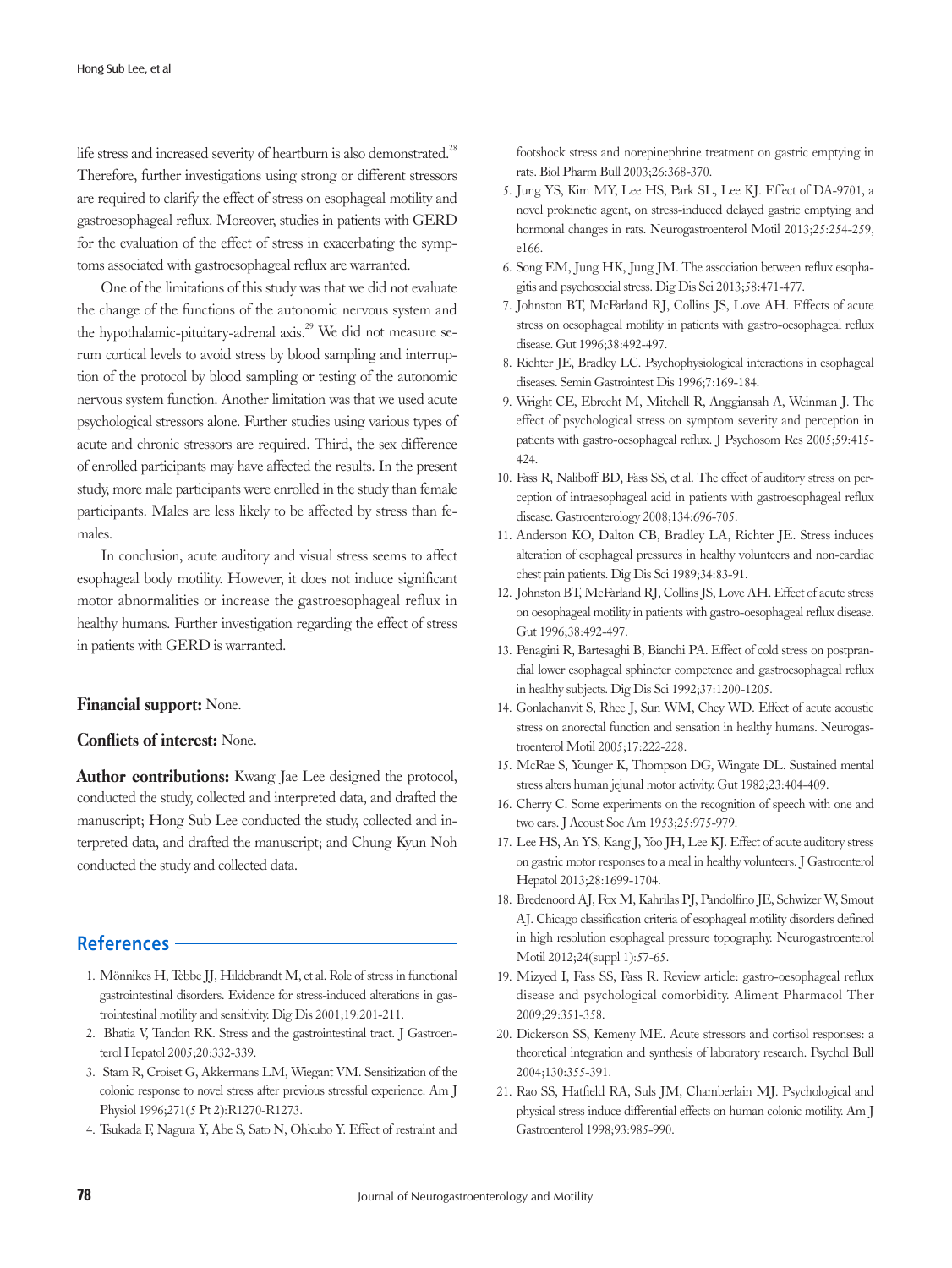life stress and increased severity of heartburn is also demonstrated.[28] Therefore, further investigations using strong or different stressors are required to clarify the effect of stress on esophageal motility and gastroesophageal reflux. Moreover, studies in patients with GERD for the evaluation of the effect of stress in exacerbating the symptoms associated with gastroesophageal reflux are warranted.

One of the limitations of this study was that we did not evaluate the change of the functions of the autonomic nervous system and the hypothalamic-pituitary-adrenal axis.[29] We did not measure serum cortical levels to avoid stress by blood sampling and interruption of the protocol by blood sampling or testing of the autonomic nervous system function. Another limitation was that we used acute psychological stressors alone. Further studies using various types of acute and chronic stressors are required. Third, the sex difference of enrolled participants may have affected the results. In the present study, more male participants were enrolled in the study than female participants. Males are less likely to be affected by stress than females.

In conclusion, acute auditory and visual stress seems to affect esophageal body motility. However, it does not induce significant motor abnormalities or increase the gastroesophageal reflux in healthy humans. Further investigation regarding the effect of stress in patients with GERD is warranted.

**Financial support:** None.

**Conflicts of interest:** None.

**Author contributions:** Kwang Jae Lee designed the protocol, conducted the study, collected and interpreted data, and drafted the manuscript; Hong Sub Lee conducted the study, collected and interpreted data, and drafted the manuscript; and Chung Kyun Noh conducted the study and collected data.

## References

1. Mönnikes H, Tebbe JJ, Hildebrandt M, et al. Role of stress in functional gastrointestinal disorders. Evidence for stress-induced alterations in gastrointestinal motility and sensitivity. Dig Dis 2001;19:201-211.
2. Bhatia V, Tandon RK. Stress and the gastrointestinal tract. J Gastroenterol Hepatol 2005;20:332-339.
3. Stam R, Croiset G, Akkermans LM, Wiegant VM. Sensitization of the colonic response to novel stress after previous stressful experience. Am J Physiol 1996;271(5 Pt 2):R1270-R1273.
4. Tsukada F, Nagura Y, Abe S, Sato N, Ohkubo Y. Effect of restraint and footshock stress and norepinephrine treatment on gastric emptying in rats. Biol Pharm Bull 2003;26:368-370.
5. Jung YS, Kim MY, Lee HS, Park SL, Lee KJ. Effect of DA-9701, a novel prokinetic agent, on stress-induced delayed gastric emptying and hormonal changes in rats. Neurogastroenterol Motil 2013;25:254-259, e166.
6. Song EM, Jung HK, Jung JM. The association between reflux esophagitis and psychosocial stress. Dig Dis Sci 2013;58:471-477.
7. Johnston BT, McFarland RJ, Collins JS, Love AH. Effects of acute stress on oesophageal motility in patients with gastro-oesophageal reflux disease. Gut 1996;38:492-497.
8. Richter JE, Bradley LC. Psychophysiological interactions in esophageal diseases. Semin Gastrointest Dis 1996;7:169-184.
9. Wright CE, Ebrecht M, Mitchell R, Anggiansah A, Weinman J. The effect of psychological stress on symptom severity and perception in patients with gastro-oesophageal reflux. J Psychosom Res 2005;59:415-424.
10. Fass R, Naliboff BD, Fass SS, et al. The effect of auditory stress on perception of intraesophageal acid in patients with gastroesophageal reflux disease. Gastroenterology 2008;134:696-705.
11. Anderson KO, Dalton CB, Bradley LA, Richter JE. Stress induces alteration of esophageal pressures in healthy volunteers and non-cardiac chest pain patients. Dig Dis Sci 1989;34:83-91.
12. Johnston BT, McFarland RJ, Collins JS, Love AH. Effect of acute stress on oesophageal motility in patients with gastro-oesophageal reflux disease. Gut 1996;38:492-497.
13. Penagini R, Bartesaghi B, Bianchi PA. Effect of cold stress on postprandial lower esophageal sphincter competence and gastroesophageal reflux in healthy subjects. Dig Dis Sci 1992;37:1200-1205.
14. Gonlachanvit S, Rhee J, Sun WM, Chey WD. Effect of acute acoustic stress on anorectal function and sensation in healthy humans. Neurogastroenterol Motil 2005;17:222-228.
15. McRae S, Younger K, Thompson DG, Wingate DL. Sustained mental stress alters human jejunal motor activity. Gut 1982;23:404-409.
16. Cherry C. Some experiments on the recognition of speech with one and two ears. J Acoust Soc Am 1953;25:975-979.
17. Lee HS, An YS, Kang J, Yoo JH, Lee KJ. Effect of acute auditory stress on gastric motor responses to a meal in healthy volunteers. J Gastroenterol Hepatol 2013;28:1699-1704.
18. Bredenoord AJ, Fox M, Kahrilas PJ, Pandolfino JE, Schwizer W, Smout AJ. Chicago classification criteria of esophageal motility disorders defined in high resolution esophageal pressure topography. Neurogastroenterol Motil 2012;24(suppl 1):57-65.
19. Mizyed I, Fass SS, Fass R. Review article: gastro-oesophageal reflux disease and psychological comorbidity. Aliment Pharmacol Ther 2009;29:351-358.
20. Dickerson SS, Kemeny ME. Acute stressors and cortisol responses: a theoretical integration and synthesis of laboratory research. Psychol Bull 2004;130:355-391.
21. Rao SS, Hatfield RA, Suls JM, Chamberlain MJ. Psychological and physical stress induce differential effects on human colonic motility. Am J Gastroenterol 1998;93:985-990.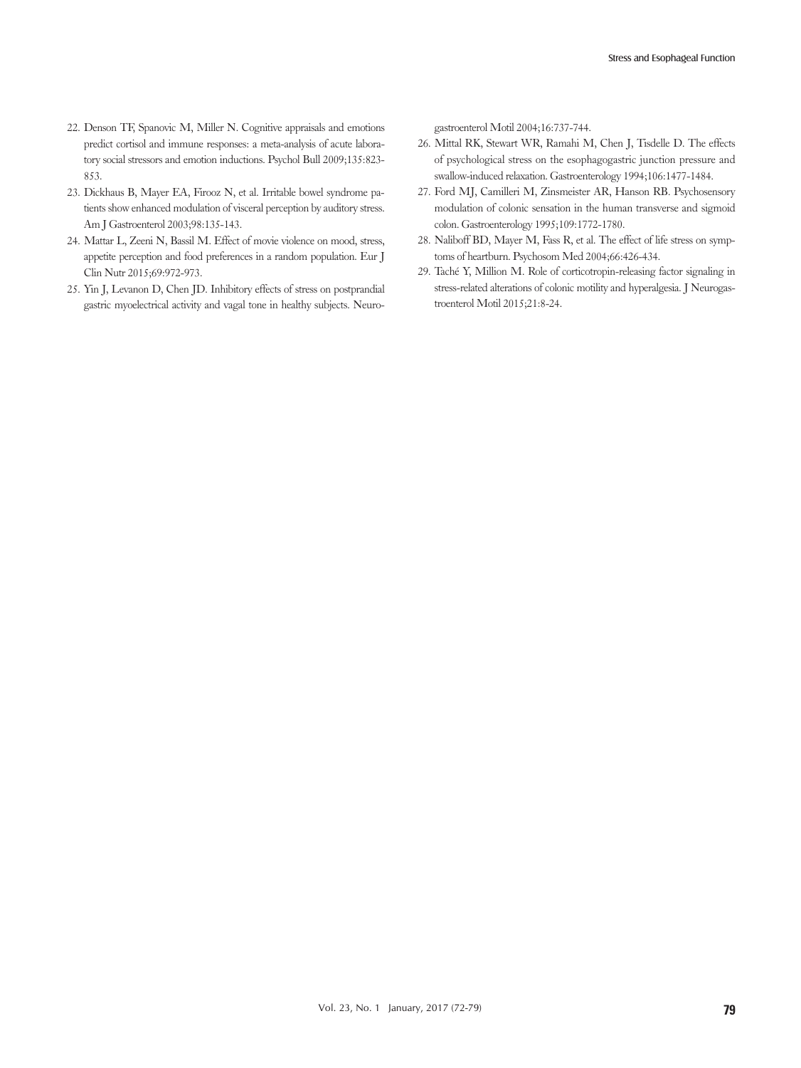22. Denson TF, Spanovic M, Miller N. Cognitive appraisals and emotions predict cortisol and immune responses: a meta-analysis of acute laboratory social stressors and emotion inductions. Psychol Bull 2009;135:823-853.
23. Dickhaus B, Mayer EA, Firooz N, et al. Irritable bowel syndrome patients show enhanced modulation of visceral perception by auditory stress. Am J Gastroenterol 2003;98:135-143.
24. Mattar L, Zeeni N, Bassil M. Effect of movie violence on mood, stress, appetite perception and food preferences in a random population. Eur J Clin Nutr 2015;69:972-973.
25. Yin J, Levanon D, Chen JD. Inhibitory effects of stress on postprandial gastric myoelectrical activity and vagal tone in healthy subjects. Neurogastroenterol Motil 2004;16:737-744.
26. Mittal RK, Stewart WR, Ramahi M, Chen J, Tisdelle D. The effects of psychological stress on the esophagogastric junction pressure and swallow-induced relaxation. Gastroenterology 1994;106:1477-1484.
27. Ford MJ, Camilleri M, Zinsmeister AR, Hanson RB. Psychosensory modulation of colonic sensation in the human transverse and sigmoid colon. Gastroenterology 1995;109:1772-1780.
28. Naliboff BD, Mayer M, Fass R, et al. The effect of life stress on symptoms of heartburn. Psychosom Med 2004;66:426-434.
29. Taché Y, Million M. Role of corticotropin-releasing factor signaling in stress-related alterations of colonic motility and hyperalgesia. J Neurogastroenterol Motil 2015;21:8-24.